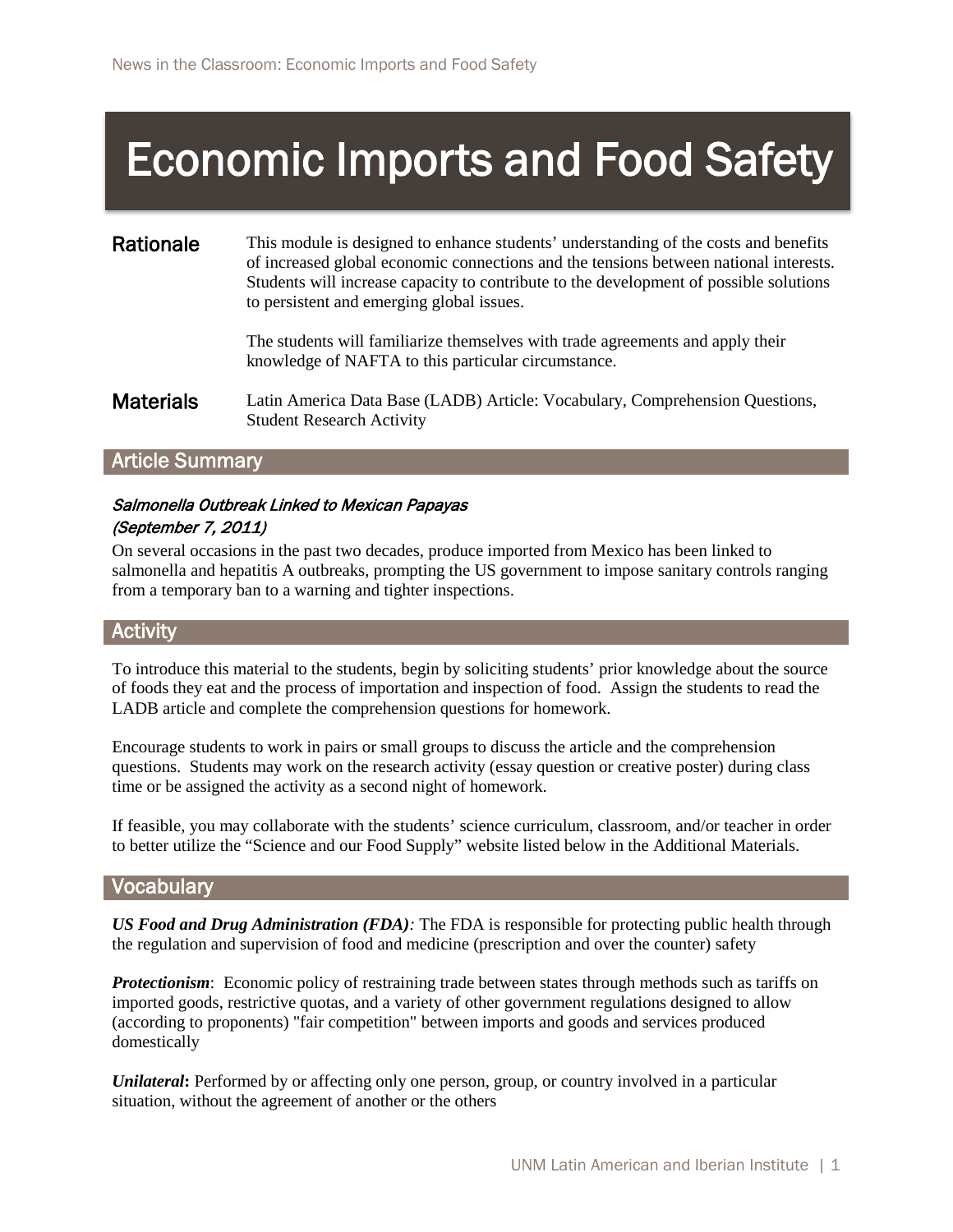# Economic Imports and Food Safety

**Rationale**

This module is designed to enhance students' understanding of the costs and benefits of increased global economic connections and the tensions between national interests. Students will increase capacity to contribute to the development of possible solutions to persistent and emerging global issues.

The students will familiarize themselves with trade agreements and apply their knowledge of NAFTA to this particular circumstance.

**Materials**

Latin America Data Base (LADB) Article: Vocabulary, Comprehension Questions, Student Research Activity

## Article Summary

*Salmonella Outbreak Linked to Mexican Papayas*
*(September 7, 2011)*

On several occasions in the past two decades, produce imported from Mexico has been linked to salmonella and hepatitis A outbreaks, prompting the US government to impose sanitary controls ranging from a temporary ban to a warning and tighter inspections.

## Activity

To introduce this material to the students, begin by soliciting students' prior knowledge about the source of foods they eat and the process of importation and inspection of food. Assign the students to read the LADB article and complete the comprehension questions for homework.

Encourage students to work in pairs or small groups to discuss the article and the comprehension questions. Students may work on the research activity (essay question or creative poster) during class time or be assigned the activity as a second night of homework.

If feasible, you may collaborate with the students' science curriculum, classroom, and/or teacher in order to better utilize the "Science and our Food Supply" website listed below in the Additional Materials.

## Vocabulary

***US Food and Drug Administration (FDA)****:* The FDA is responsible for protecting public health through the regulation and supervision of food and medicine (prescription and over the counter) safety

***Protectionism***: Economic policy of restraining trade between states through methods such as tariffs on imported goods, restrictive quotas, and a variety of other government regulations designed to allow (according to proponents) "fair competition" between imports and goods and services produced domestically

***Unilateral*****:** Performed by or affecting only one person, group, or country involved in a particular situation, without the agreement of another or the others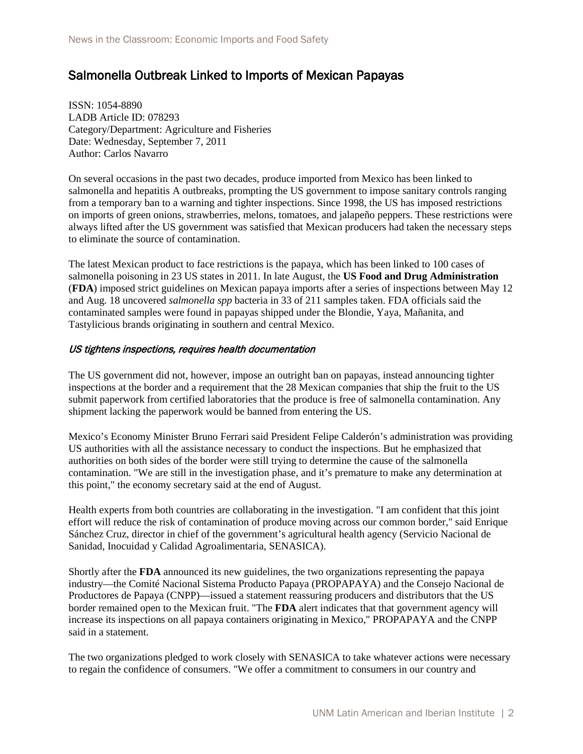## Salmonella Outbreak Linked to Imports of Mexican Papayas

ISSN: 1054-8890
LADB Article ID: 078293
Category/Department: Agriculture and Fisheries
Date: Wednesday, September 7, 2011
Author: Carlos Navarro

On several occasions in the past two decades, produce imported from Mexico has been linked to salmonella and hepatitis A outbreaks, prompting the US government to impose sanitary controls ranging from a temporary ban to a warning and tighter inspections. Since 1998, the US has imposed restrictions on imports of green onions, strawberries, melons, tomatoes, and jalapeño peppers. These restrictions were always lifted after the US government was satisfied that Mexican producers had taken the necessary steps to eliminate the source of contamination.

The latest Mexican product to face restrictions is the papaya, which has been linked to 100 cases of salmonella poisoning in 23 US states in 2011. In late August, the **US Food and Drug Administration** (**FDA**) imposed strict guidelines on Mexican papaya imports after a series of inspections between May 12 and Aug. 18 uncovered *salmonella spp* bacteria in 33 of 211 samples taken. FDA officials said the contaminated samples were found in papayas shipped under the Blondie, Yaya, Mañanita, and Tastylicious brands originating in southern and central Mexico.

### *US tightens inspections, requires health documentation*

The US government did not, however, impose an outright ban on papayas, instead announcing tighter inspections at the border and a requirement that the 28 Mexican companies that ship the fruit to the US submit paperwork from certified laboratories that the produce is free of salmonella contamination. Any shipment lacking the paperwork would be banned from entering the US.

Mexico's Economy Minister Bruno Ferrari said President Felipe Calderón's administration was providing US authorities with all the assistance necessary to conduct the inspections. But he emphasized that authorities on both sides of the border were still trying to determine the cause of the salmonella contamination. "We are still in the investigation phase, and it's premature to make any determination at this point," the economy secretary said at the end of August.

Health experts from both countries are collaborating in the investigation. "I am confident that this joint effort will reduce the risk of contamination of produce moving across our common border," said Enrique Sánchez Cruz, director in chief of the government's agricultural health agency (Servicio Nacional de Sanidad, Inocuidad y Calidad Agroalimentaria, SENASICA).

Shortly after the **FDA** announced its new guidelines, the two organizations representing the papaya industry—the Comité Nacional Sistema Producto Papaya (PROPAPAYA) and the Consejo Nacional de Productores de Papaya (CNPP)—issued a statement reassuring producers and distributors that the US border remained open to the Mexican fruit. "The **FDA** alert indicates that that government agency will increase its inspections on all papaya containers originating in Mexico," PROPAPAYA and the CNPP said in a statement.

The two organizations pledged to work closely with SENASICA to take whatever actions were necessary to regain the confidence of consumers. "We offer a commitment to consumers in our country and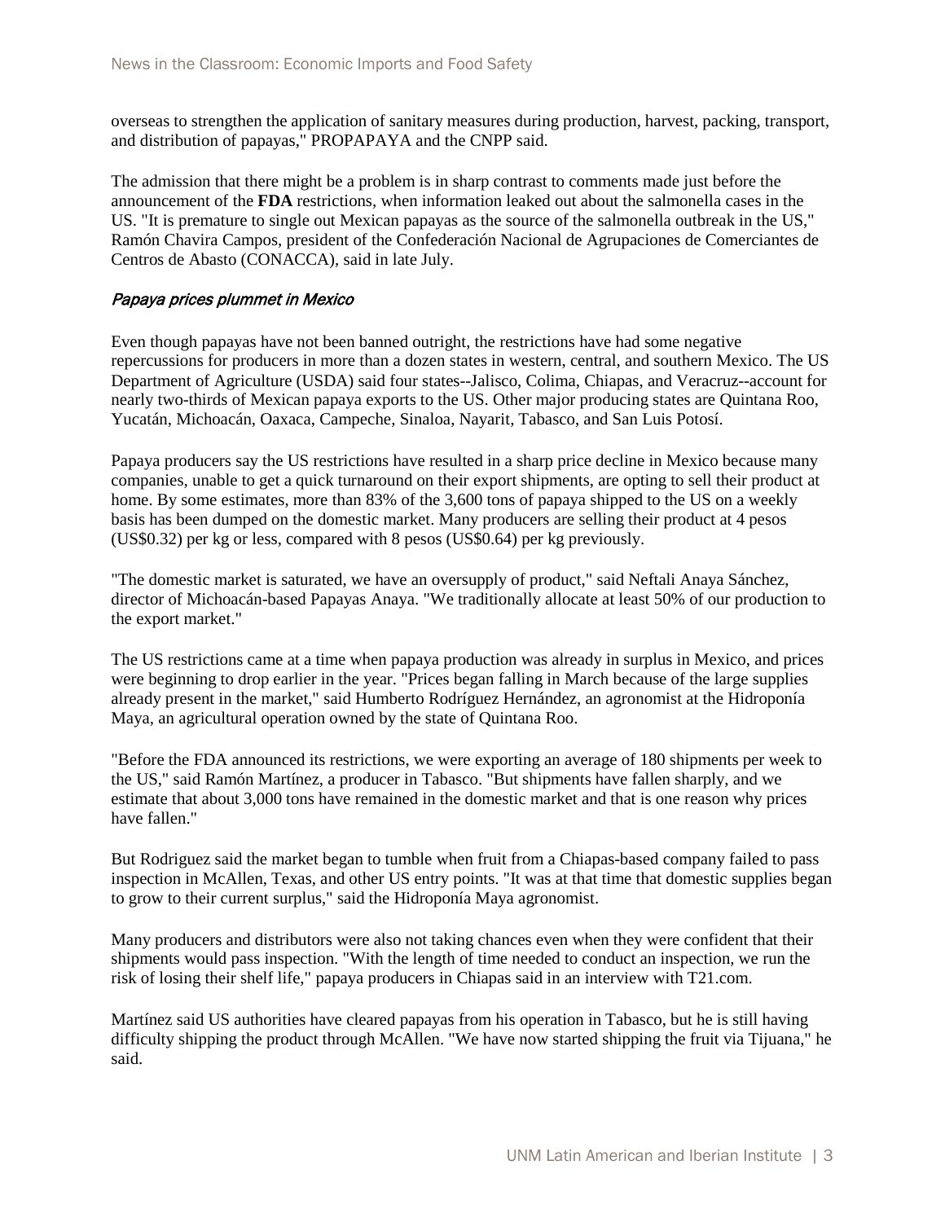overseas to strengthen the application of sanitary measures during production, harvest, packing, transport, and distribution of papayas," PROPAPAYA and the CNPP said.

The admission that there might be a problem is in sharp contrast to comments made just before the announcement of the **FDA** restrictions, when information leaked out about the salmonella cases in the US. "It is premature to single out Mexican papayas as the source of the salmonella outbreak in the US," Ramón Chavira Campos, president of the Confederación Nacional de Agrupaciones de Comerciantes de Centros de Abasto (CONACCA), said in late July.

### *Papaya prices plummet in Mexico*

Even though papayas have not been banned outright, the restrictions have had some negative repercussions for producers in more than a dozen states in western, central, and southern Mexico. The US Department of Agriculture (USDA) said four states--Jalisco, Colima, Chiapas, and Veracruz--account for nearly two-thirds of Mexican papaya exports to the US. Other major producing states are Quintana Roo, Yucatán, Michoacán, Oaxaca, Campeche, Sinaloa, Nayarit, Tabasco, and San Luis Potosí.

Papaya producers say the US restrictions have resulted in a sharp price decline in Mexico because many companies, unable to get a quick turnaround on their export shipments, are opting to sell their product at home. By some estimates, more than 83% of the 3,600 tons of papaya shipped to the US on a weekly basis has been dumped on the domestic market. Many producers are selling their product at 4 pesos (US$0.32) per kg or less, compared with 8 pesos (US$0.64) per kg previously.

"The domestic market is saturated, we have an oversupply of product," said Neftali Anaya Sánchez, director of Michoacán-based Papayas Anaya. "We traditionally allocate at least 50% of our production to the export market."

The US restrictions came at a time when papaya production was already in surplus in Mexico, and prices were beginning to drop earlier in the year. "Prices began falling in March because of the large supplies already present in the market," said Humberto Rodríguez Hernández, an agronomist at the Hidroponía Maya, an agricultural operation owned by the state of Quintana Roo.

"Before the FDA announced its restrictions, we were exporting an average of 180 shipments per week to the US," said Ramón Martínez, a producer in Tabasco. "But shipments have fallen sharply, and we estimate that about 3,000 tons have remained in the domestic market and that is one reason why prices have fallen."

But Rodriguez said the market began to tumble when fruit from a Chiapas-based company failed to pass inspection in McAllen, Texas, and other US entry points. "It was at that time that domestic supplies began to grow to their current surplus," said the Hidroponía Maya agronomist.

Many producers and distributors were also not taking chances even when they were confident that their shipments would pass inspection. "With the length of time needed to conduct an inspection, we run the risk of losing their shelf life," papaya producers in Chiapas said in an interview with T21.com.

Martínez said US authorities have cleared papayas from his operation in Tabasco, but he is still having difficulty shipping the product through McAllen. "We have now started shipping the fruit via Tijuana," he said.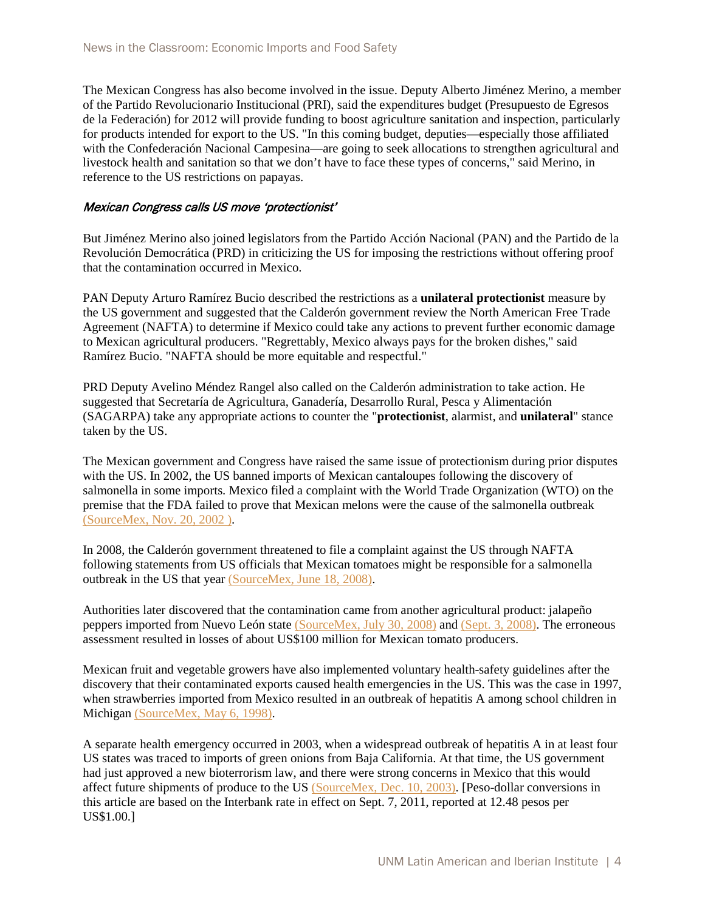The Mexican Congress has also become involved in the issue. Deputy Alberto Jiménez Merino, a member of the Partido Revolucionario Institucional (PRI), said the expenditures budget (Presupuesto de Egresos de la Federación) for 2012 will provide funding to boost agriculture sanitation and inspection, particularly for products intended for export to the US. "In this coming budget, deputies—especially those affiliated with the Confederación Nacional Campesina—are going to seek allocations to strengthen agricultural and livestock health and sanitation so that we don't have to face these types of concerns," said Merino, in reference to the US restrictions on papayas.

### *Mexican Congress calls US move 'protectionist'*

But Jiménez Merino also joined legislators from the Partido Acción Nacional (PAN) and the Partido de la Revolución Democrática (PRD) in criticizing the US for imposing the restrictions without offering proof that the contamination occurred in Mexico.

PAN Deputy Arturo Ramírez Bucio described the restrictions as a **unilateral protectionist** measure by the US government and suggested that the Calderón government review the North American Free Trade Agreement (NAFTA) to determine if Mexico could take any actions to prevent further economic damage to Mexican agricultural producers. "Regrettably, Mexico always pays for the broken dishes," said Ramírez Bucio. "NAFTA should be more equitable and respectful."

PRD Deputy Avelino Méndez Rangel also called on the Calderón administration to take action. He suggested that Secretaría de Agricultura, Ganadería, Desarrollo Rural, Pesca y Alimentación (SAGARPA) take any appropriate actions to counter the "**protectionist**, alarmist, and **unilateral**" stance taken by the US.

The Mexican government and Congress have raised the same issue of protectionism during prior disputes with the US. In 2002, the US banned imports of Mexican cantaloupes following the discovery of salmonella in some imports. Mexico filed a complaint with the World Trade Organization (WTO) on the premise that the FDA failed to prove that Mexican melons were the cause of the salmonella outbreak (SourceMex, Nov. 20, 2002 ).

In 2008, the Calderón government threatened to file a complaint against the US through NAFTA following statements from US officials that Mexican tomatoes might be responsible for a salmonella outbreak in the US that year (SourceMex, June 18, 2008).

Authorities later discovered that the contamination came from another agricultural product: jalapeño peppers imported from Nuevo León state (SourceMex, July 30, 2008) and (Sept. 3, 2008). The erroneous assessment resulted in losses of about US$100 million for Mexican tomato producers.

Mexican fruit and vegetable growers have also implemented voluntary health-safety guidelines after the discovery that their contaminated exports caused health emergencies in the US. This was the case in 1997, when strawberries imported from Mexico resulted in an outbreak of hepatitis A among school children in Michigan (SourceMex, May 6, 1998).

A separate health emergency occurred in 2003, when a widespread outbreak of hepatitis A in at least four US states was traced to imports of green onions from Baja California. At that time, the US government had just approved a new bioterrorism law, and there were strong concerns in Mexico that this would affect future shipments of produce to the US (SourceMex, Dec. 10, 2003). [Peso-dollar conversions in this article are based on the Interbank rate in effect on Sept. 7, 2011, reported at 12.48 pesos per US$1.00.]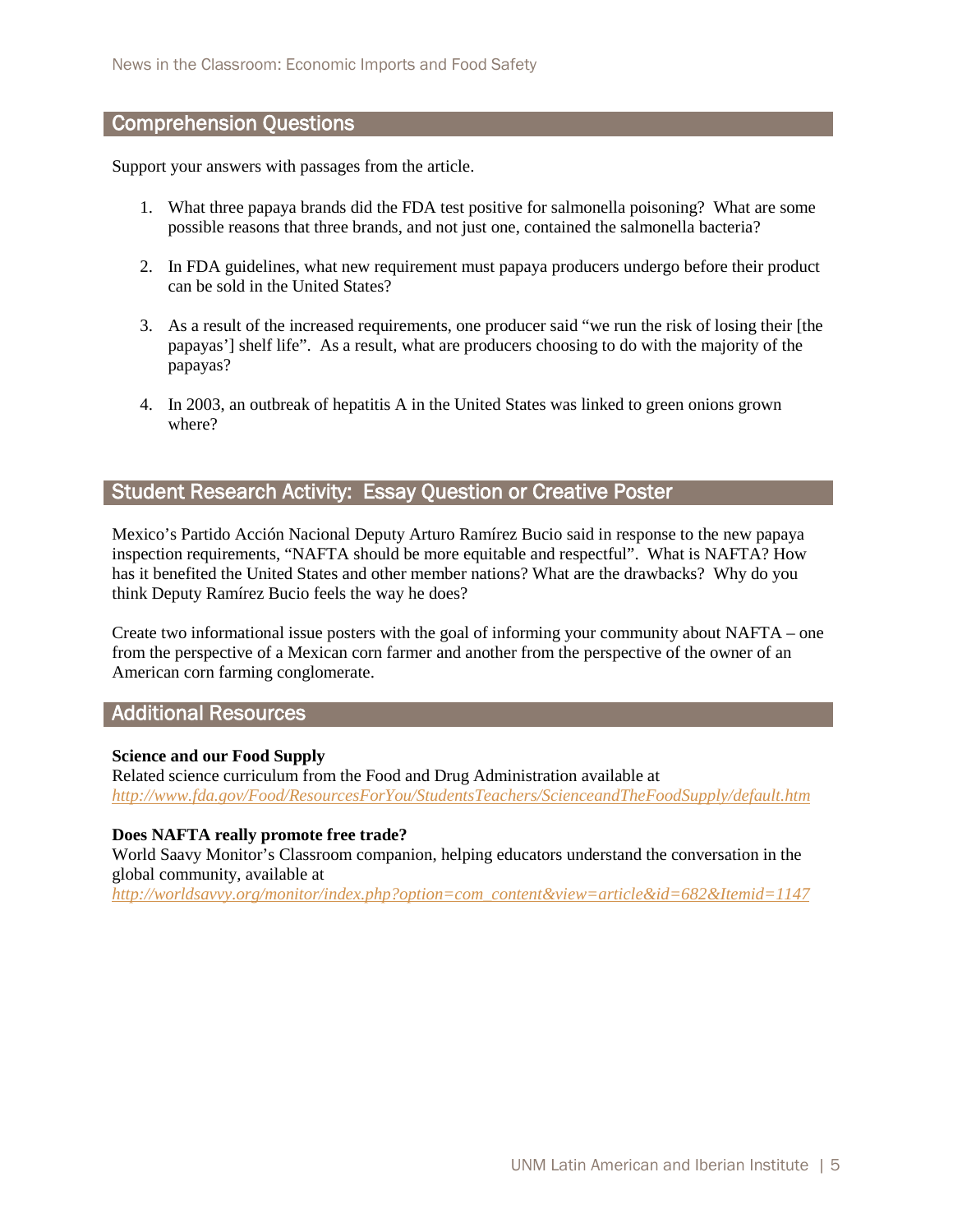## Comprehension Questions

Support your answers with passages from the article.

1. What three papaya brands did the FDA test positive for salmonella poisoning? What are some possible reasons that three brands, and not just one, contained the salmonella bacteria?

2. In FDA guidelines, what new requirement must papaya producers undergo before their product can be sold in the United States?

3. As a result of the increased requirements, one producer said "we run the risk of losing their [the papayas'] shelf life". As a result, what are producers choosing to do with the majority of the papayas?

4. In 2003, an outbreak of hepatitis A in the United States was linked to green onions grown where?

## Student Research Activity: Essay Question or Creative Poster

Mexico's Partido Acción Nacional Deputy Arturo Ramírez Bucio said in response to the new papaya inspection requirements, "NAFTA should be more equitable and respectful". What is NAFTA? How has it benefited the United States and other member nations? What are the drawbacks? Why do you think Deputy Ramírez Bucio feels the way he does?

Create two informational issue posters with the goal of informing your community about NAFTA – one from the perspective of a Mexican corn farmer and another from the perspective of the owner of an American corn farming conglomerate.

## Additional Resources

**Science and our Food Supply**
Related science curriculum from the Food and Drug Administration available at
*http://www.fda.gov/Food/ResourcesForYou/StudentsTeachers/ScienceandTheFoodSupply/default.htm*

**Does NAFTA really promote free trade?**
World Saavy Monitor's Classroom companion, helping educators understand the conversation in the global community, available at
*http://worldsavvy.org/monitor/index.php?option=com_content&view=article&id=682&Itemid=1147*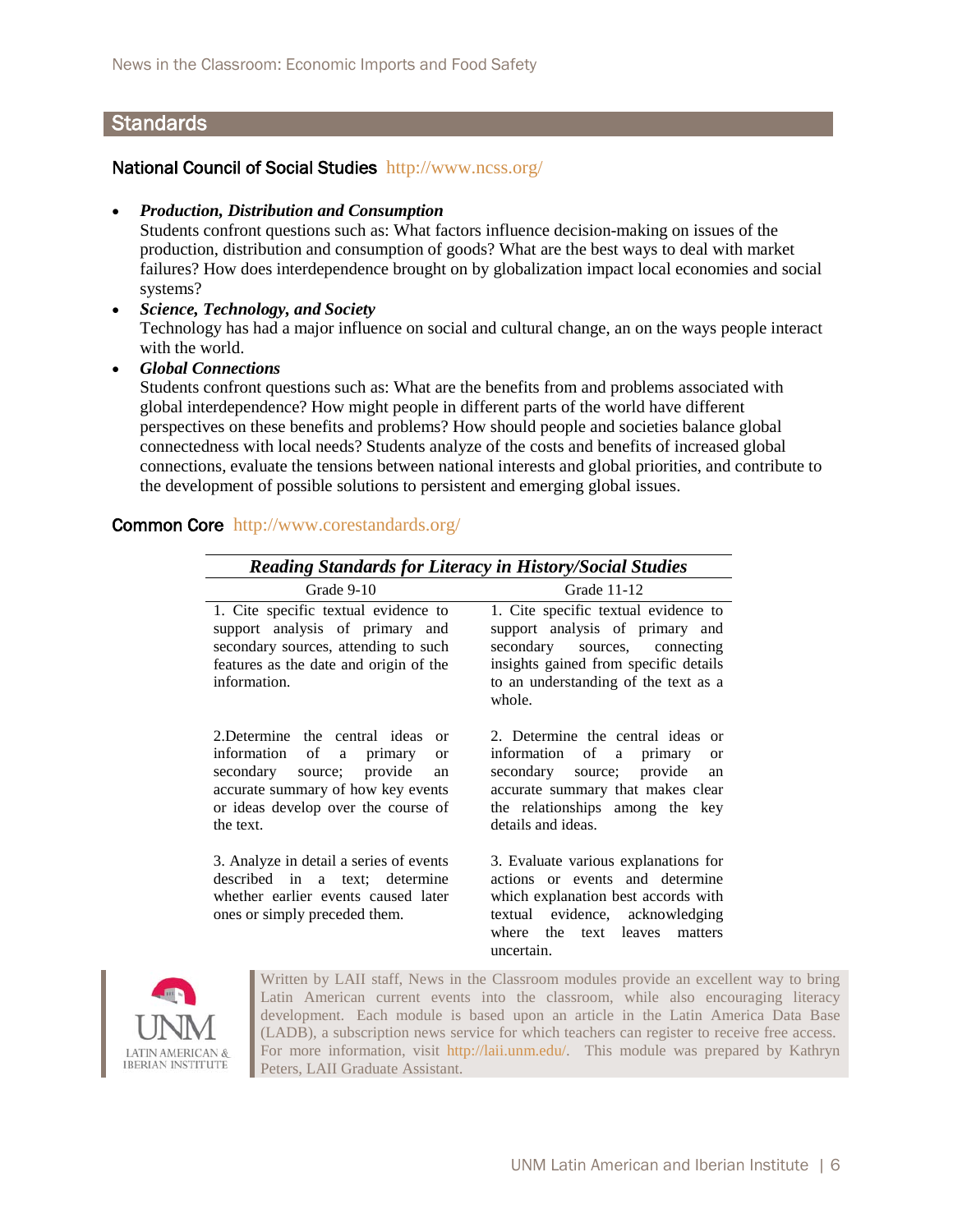## Standards

### National Council of Social Studies http://www.ncss.org/

- ***Production, Distribution and Consumption***
  Students confront questions such as: What factors influence decision-making on issues of the production, distribution and consumption of goods? What are the best ways to deal with market failures? How does interdependence brought on by globalization impact local economies and social systems?
- ***Science, Technology, and Society***
  Technology has had a major influence on social and cultural change, an on the ways people interact with the world.
- ***Global Connections***
  Students confront questions such as: What are the benefits from and problems associated with global interdependence? How might people in different parts of the world have different perspectives on these benefits and problems? How should people and societies balance global connectedness with local needs? Students analyze of the costs and benefits of increased global connections, evaluate the tensions between national interests and global priorities, and contribute to the development of possible solutions to persistent and emerging global issues.

### Common Core http://www.corestandards.org/

***Reading Standards for Literacy in History/Social Studies***

| Grade 9-10 | Grade 11-12 |
|---|---|
| 1. Cite specific textual evidence to support analysis of primary and secondary sources, attending to such features as the date and origin of the information. | 1. Cite specific textual evidence to support analysis of primary and secondary sources, connecting insights gained from specific details to an understanding of the text as a whole. |
| 2.Determine the central ideas or information of a primary or secondary source; provide an accurate summary of how key events or ideas develop over the course of the text. | 2. Determine the central ideas or information of a primary or secondary source; provide an accurate summary that makes clear the relationships among the key details and ideas. |
| 3. Analyze in detail a series of events described in a text; determine whether earlier events caused later ones or simply preceded them. | 3. Evaluate various explanations for actions or events and determine which explanation best accords with textual evidence, acknowledging where the text leaves matters uncertain. |

UNM LATIN AMERICAN & IBERIAN INSTITUTE

Written by LAII staff, News in the Classroom modules provide an excellent way to bring Latin American current events into the classroom, while also encouraging literacy development. Each module is based upon an article in the Latin America Data Base (LADB), a subscription news service for which teachers can register to receive free access. For more information, visit http://laii.unm.edu/. This module was prepared by Kathryn Peters, LAII Graduate Assistant.